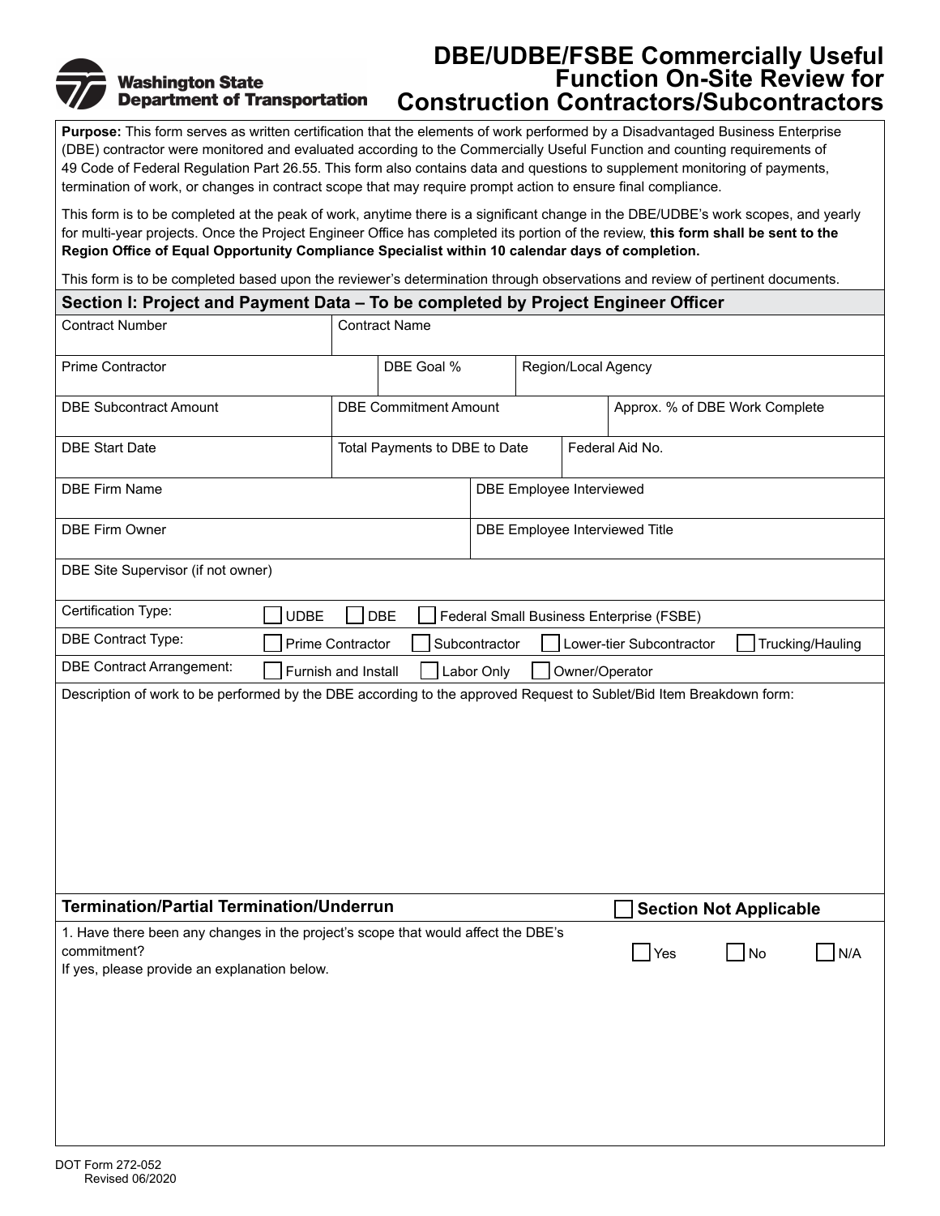Washington State Department of Transportation

# DBE/UDBE/FSBE Commercially Useful Function On-Site Review for Construction Contractors/Subcontractors

**Purpose:** This form serves as written certification that the elements of work performed by a Disadvantaged Business Enterprise (DBE) contractor were monitored and evaluated according to the Commercially Useful Function and counting requirements of 49 Code of Federal Regulation Part 26.55. This form also contains data and questions to supplement monitoring of payments, termination of work, or changes in contract scope that may require prompt action to ensure final compliance.

This form is to be completed at the peak of work, anytime there is a significant change in the DBE/UDBE's work scopes, and yearly for multi-year projects. Once the Project Engineer Office has completed its portion of the review, **this form shall be sent to the Region Office of Equal Opportunity Compliance Specialist within 10 calendar days of completion.**

This form is to be completed based upon the reviewer's determination through observations and review of pertinent documents.

## Section I: Project and Payment Data – To be completed by Project Engineer Officer

| Contract Number | Contract Name | |
|---|---|---|
| Prime Contractor | DBE Goal % | Region/Local Agency |
| DBE Subcontract Amount | DBE Commitment Amount | Approx. % of DBE Work Complete |
| DBE Start Date | Total Payments to DBE to Date | Federal Aid No. |
| DBE Firm Name | DBE Employee Interviewed | |
| DBE Firm Owner | DBE Employee Interviewed Title | |
| DBE Site Supervisor (if not owner) | | |

Certification Type: ☐ UDBE ☐ DBE ☐ Federal Small Business Enterprise (FSBE)

DBE Contract Type: ☐ Prime Contractor ☐ Subcontractor ☐ Lower-tier Subcontractor ☐ Trucking/Hauling

DBE Contract Arrangement: ☐ Furnish and Install ☐ Labor Only ☐ Owner/Operator

Description of work to be performed by the DBE according to the approved Request to Sublet/Bid Item Breakdown form:

### Termination/Partial Termination/Underrun

☐ Section Not Applicable

1. Have there been any changes in the project's scope that would affect the DBE's commitment? ☐ Yes ☐ No ☐ N/A
   If yes, please provide an explanation below.

DOT Form 272-052
Revised 06/2020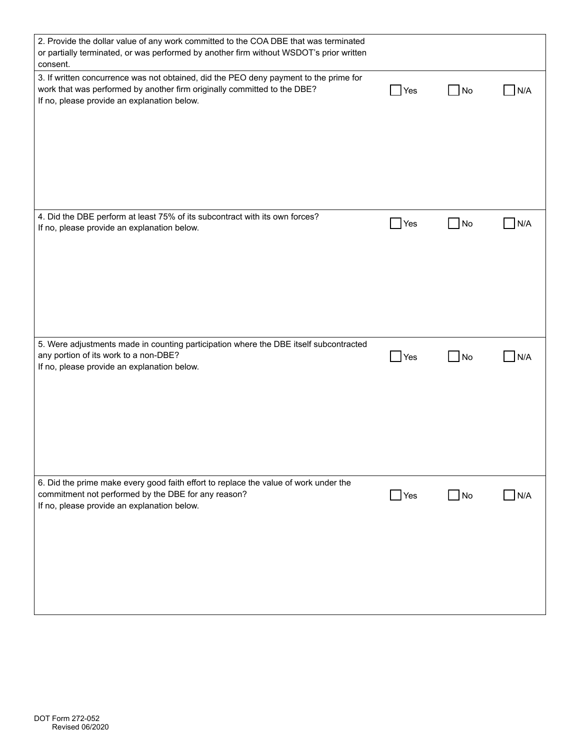| | | | |
|---|---|---|---|
| 2. Provide the dollar value of any work committed to the COA DBE that was terminated or partially terminated, or was performed by another firm without WSDOT's prior written consent. | | | |
| 3. If written concurrence was not obtained, did the PEO deny payment to the prime for work that was performed by another firm originally committed to the DBE?<br>If no, please provide an explanation below. | ☐ Yes | ☐ No | ☐ N/A |
| 4. Did the DBE perform at least 75% of its subcontract with its own forces?<br>If no, please provide an explanation below. | ☐ Yes | ☐ No | ☐ N/A |
| 5. Were adjustments made in counting participation where the DBE itself subcontracted any portion of its work to a non-DBE?<br>If no, please provide an explanation below. | ☐ Yes | ☐ No | ☐ N/A |
| 6. Did the prime make every good faith effort to replace the value of work under the commitment not performed by the DBE for any reason?<br>If no, please provide an explanation below. | ☐ Yes | ☐ No | ☐ N/A |

DOT Form 272-052
Revised 06/2020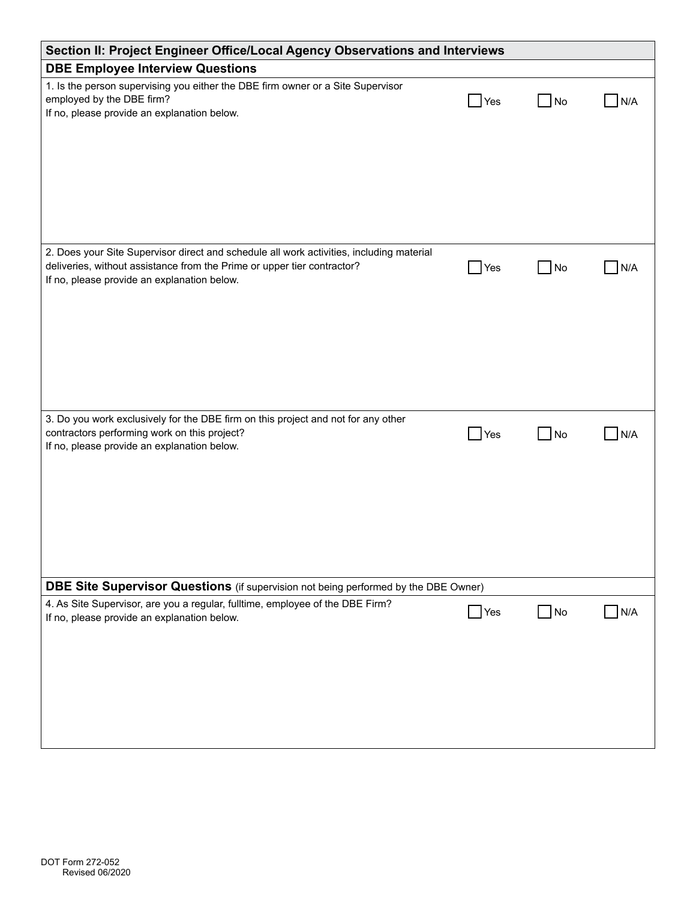## Section II: Project Engineer Office/Local Agency Observations and Interviews

### DBE Employee Interview Questions

1. Is the person supervising you either the DBE firm owner or a Site Supervisor employed by the DBE firm?
If no, please provide an explanation below.

☐ Yes ☐ No ☐ N/A

2. Does your Site Supervisor direct and schedule all work activities, including material deliveries, without assistance from the Prime or upper tier contractor?
If no, please provide an explanation below.

☐ Yes ☐ No ☐ N/A

3. Do you work exclusively for the DBE firm on this project and not for any other contractors performing work on this project?
If no, please provide an explanation below.

☐ Yes ☐ No ☐ N/A

### DBE Site Supervisor Questions (if supervision not being performed by the DBE Owner)

4. As Site Supervisor, are you a regular, fulltime, employee of the DBE Firm?
If no, please provide an explanation below.

☐ Yes ☐ No ☐ N/A

DOT Form 272-052
Revised 06/2020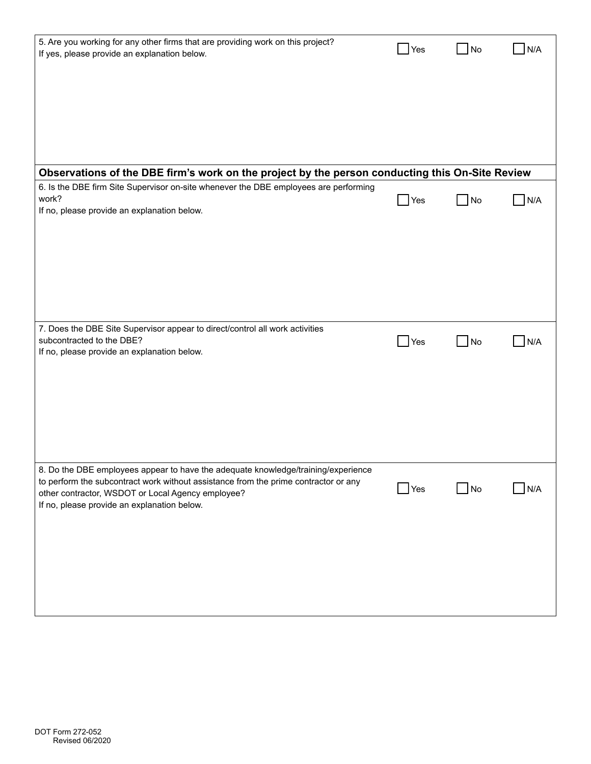5. Are you working for any other firms that are providing work on this project?
If yes, please provide an explanation below.

☐ Yes ☐ No ☐ N/A

## Observations of the DBE firm's work on the project by the person conducting this On-Site Review

6. Is the DBE firm Site Supervisor on-site whenever the DBE employees are performing work?
If no, please provide an explanation below.

☐ Yes ☐ No ☐ N/A

7. Does the DBE Site Supervisor appear to direct/control all work activities subcontracted to the DBE?
If no, please provide an explanation below.

☐ Yes ☐ No ☐ N/A

8. Do the DBE employees appear to have the adequate knowledge/training/experience to perform the subcontract work without assistance from the prime contractor or any other contractor, WSDOT or Local Agency employee?
If no, please provide an explanation below.

☐ Yes ☐ No ☐ N/A

DOT Form 272-052
Revised 06/2020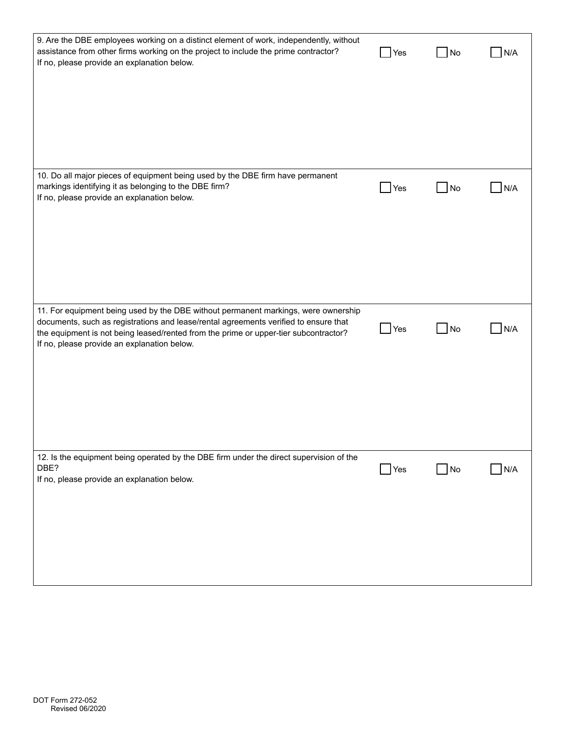9. Are the DBE employees working on a distinct element of work, independently, without assistance from other firms working on the project to include the prime contractor?
If no, please provide an explanation below.

☐ Yes ☐ No ☐ N/A

10. Do all major pieces of equipment being used by the DBE firm have permanent markings identifying it as belonging to the DBE firm?
If no, please provide an explanation below.

☐ Yes ☐ No ☐ N/A

11. For equipment being used by the DBE without permanent markings, were ownership documents, such as registrations and lease/rental agreements verified to ensure that the equipment is not being leased/rented from the prime or upper-tier subcontractor?
If no, please provide an explanation below.

☐ Yes ☐ No ☐ N/A

12. Is the equipment being operated by the DBE firm under the direct supervision of the DBE?
If no, please provide an explanation below.

☐ Yes ☐ No ☐ N/A

DOT Form 272-052
Revised 06/2020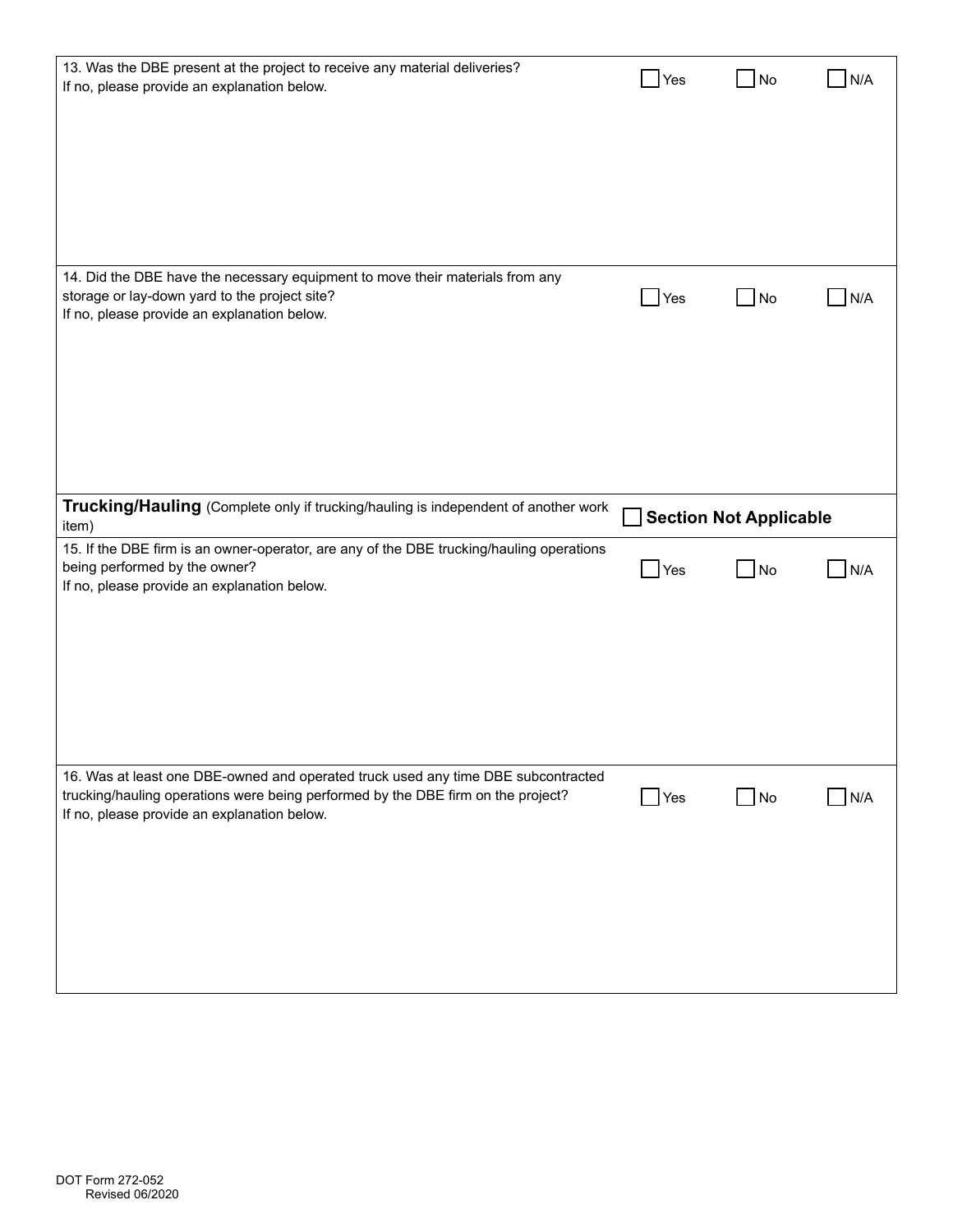13. Was the DBE present at the project to receive any material deliveries?
If no, please provide an explanation below.

☐ Yes ☐ No ☐ N/A

14. Did the DBE have the necessary equipment to move their materials from any storage or lay-down yard to the project site?
If no, please provide an explanation below.

☐ Yes ☐ No ☐ N/A

## Trucking/Hauling (Complete only if trucking/hauling is independent of another work item)

☐ **Section Not Applicable**

15. If the DBE firm is an owner-operator, are any of the DBE trucking/hauling operations being performed by the owner?
If no, please provide an explanation below.

☐ Yes ☐ No ☐ N/A

16. Was at least one DBE-owned and operated truck used any time DBE subcontracted trucking/hauling operations were being performed by the DBE firm on the project?
If no, please provide an explanation below.

☐ Yes ☐ No ☐ N/A

DOT Form 272-052
Revised 06/2020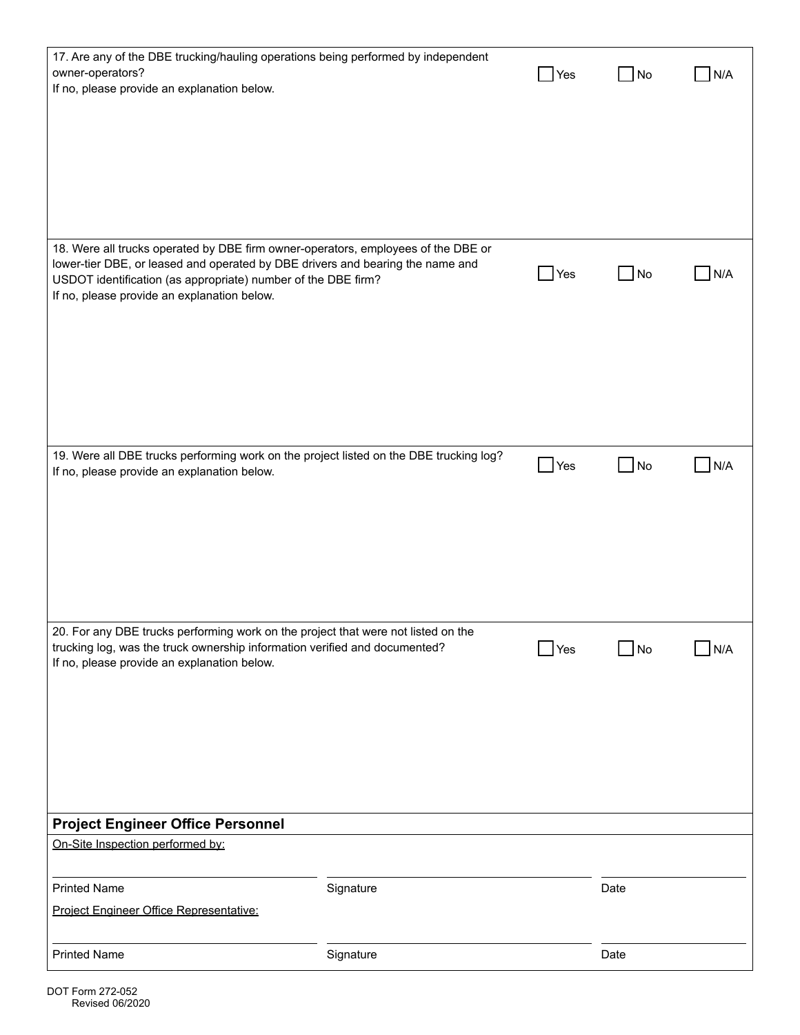17. Are any of the DBE trucking/hauling operations being performed by independent owner-operators?
If no, please provide an explanation below.

☐ Yes ☐ No ☐ N/A

18. Were all trucks operated by DBE firm owner-operators, employees of the DBE or lower-tier DBE, or leased and operated by DBE drivers and bearing the name and USDOT identification (as appropriate) number of the DBE firm?
If no, please provide an explanation below.

☐ Yes ☐ No ☐ N/A

19. Were all DBE trucks performing work on the project listed on the DBE trucking log?
If no, please provide an explanation below.

☐ Yes ☐ No ☐ N/A

20. For any DBE trucks performing work on the project that were not listed on the trucking log, was the truck ownership information verified and documented?
If no, please provide an explanation below.

☐ Yes ☐ No ☐ N/A

## Project Engineer Office Personnel

On-Site Inspection performed by:

| Printed Name | Signature | Date |
|---|---|---|
| | | |

Project Engineer Office Representative:

| Printed Name | Signature | Date |
|---|---|---|
| | | |

DOT Form 272-052
Revised 06/2020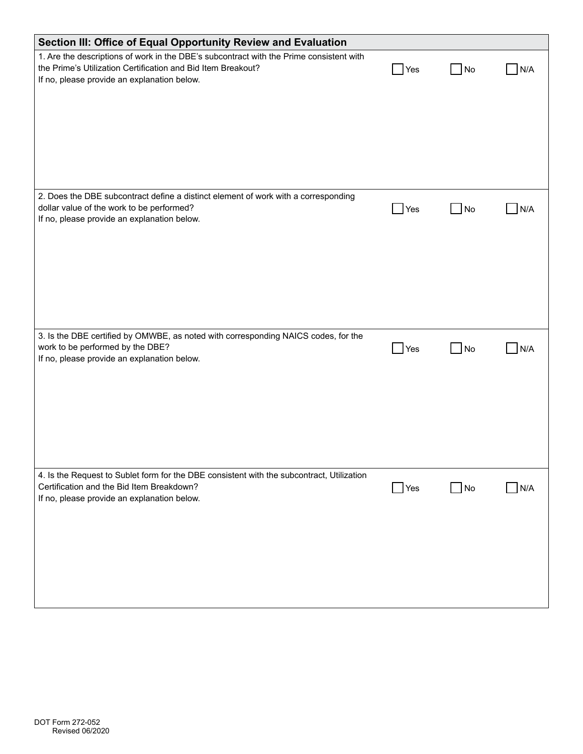## Section III: Office of Equal Opportunity Review and Evaluation

1. Are the descriptions of work in the DBE's subcontract with the Prime consistent with the Prime's Utilization Certification and Bid Item Breakout?
If no, please provide an explanation below.

☐ Yes ☐ No ☐ N/A

2. Does the DBE subcontract define a distinct element of work with a corresponding dollar value of the work to be performed?
If no, please provide an explanation below.

☐ Yes ☐ No ☐ N/A

3. Is the DBE certified by OMWBE, as noted with corresponding NAICS codes, for the work to be performed by the DBE?
If no, please provide an explanation below.

☐ Yes ☐ No ☐ N/A

4. Is the Request to Sublet form for the DBE consistent with the subcontract, Utilization Certification and the Bid Item Breakdown?
If no, please provide an explanation below.

☐ Yes ☐ No ☐ N/A

DOT Form 272-052
Revised 06/2020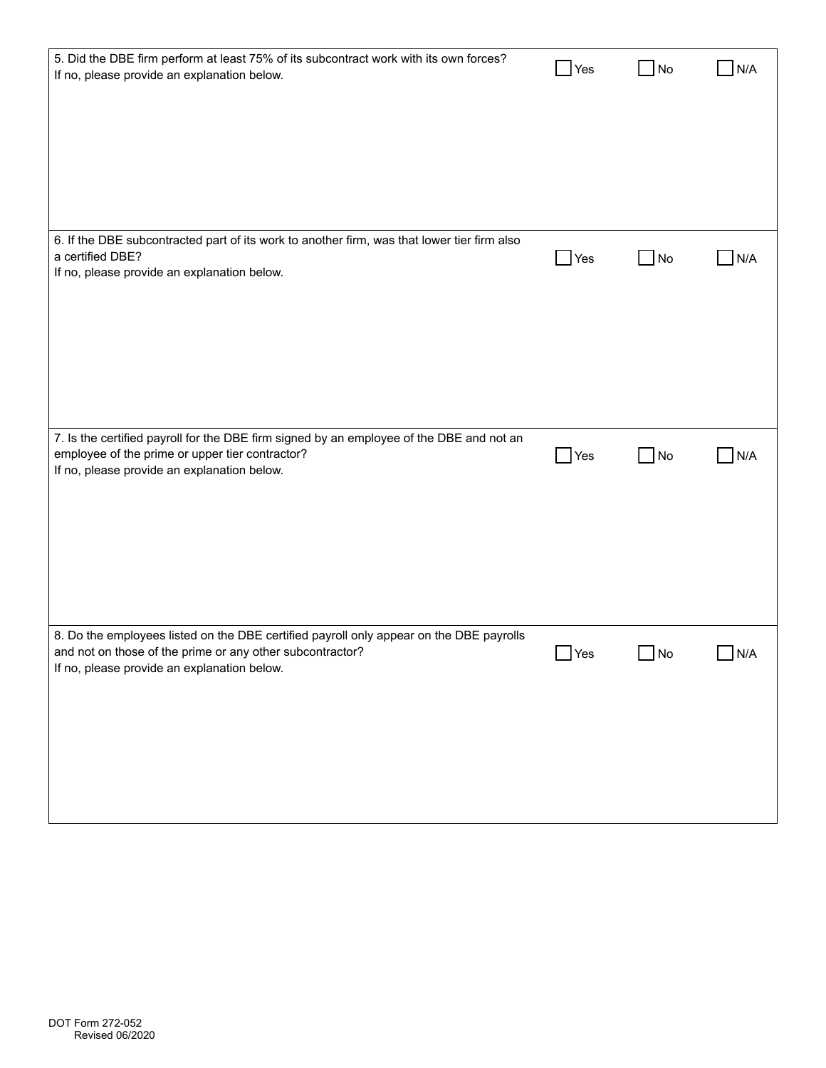5. Did the DBE firm perform at least 75% of its subcontract work with its own forces?
If no, please provide an explanation below.

☐ Yes ☐ No ☐ N/A

6. If the DBE subcontracted part of its work to another firm, was that lower tier firm also a certified DBE?
If no, please provide an explanation below.

☐ Yes ☐ No ☐ N/A

7. Is the certified payroll for the DBE firm signed by an employee of the DBE and not an employee of the prime or upper tier contractor?
If no, please provide an explanation below.

☐ Yes ☐ No ☐ N/A

8. Do the employees listed on the DBE certified payroll only appear on the DBE payrolls and not on those of the prime or any other subcontractor?
If no, please provide an explanation below.

☐ Yes ☐ No ☐ N/A

DOT Form 272-052
Revised 06/2020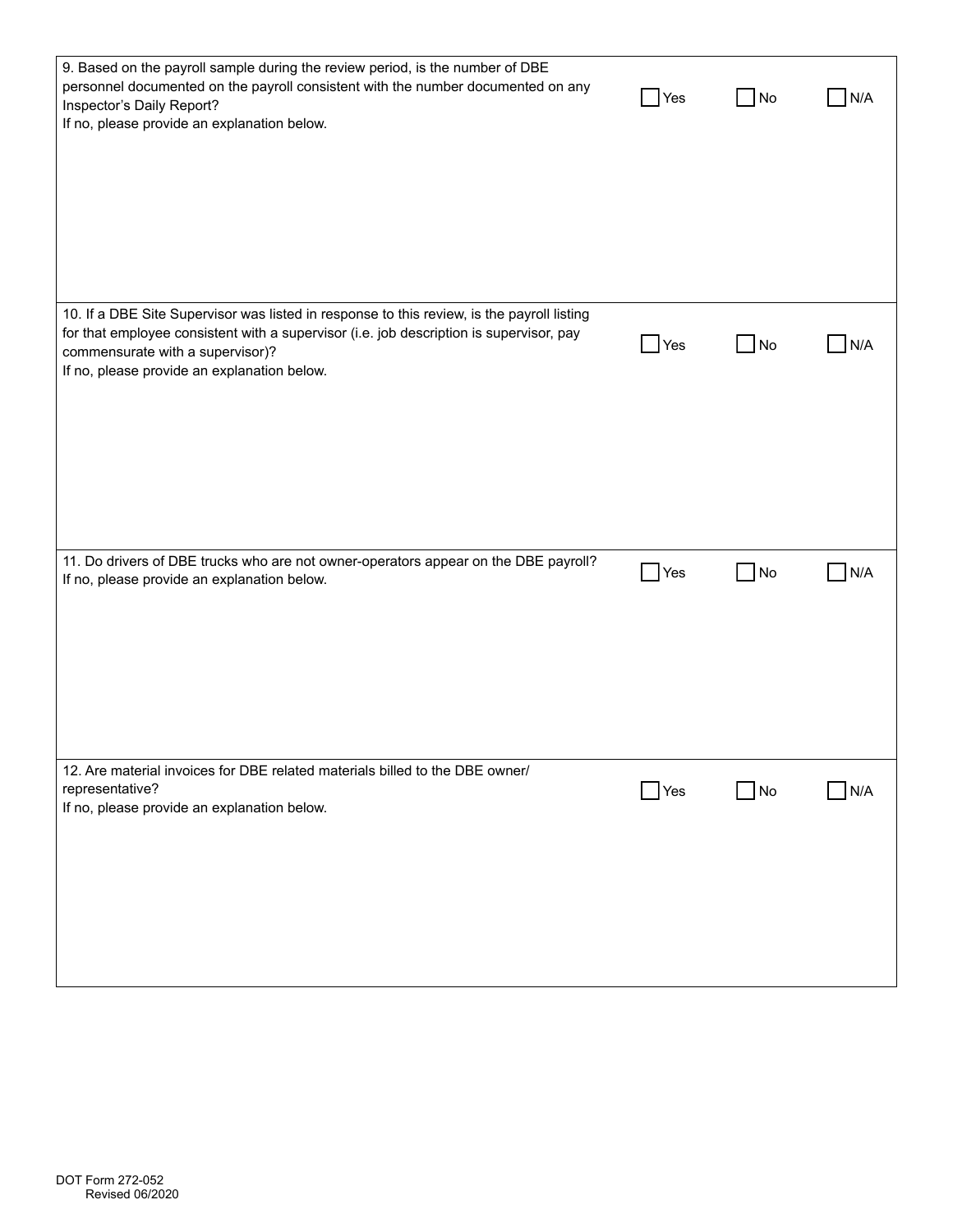9. Based on the payroll sample during the review period, is the number of DBE personnel documented on the payroll consistent with the number documented on any Inspector's Daily Report?
If no, please provide an explanation below.

☐ Yes ☐ No ☐ N/A

10. If a DBE Site Supervisor was listed in response to this review, is the payroll listing for that employee consistent with a supervisor (i.e. job description is supervisor, pay commensurate with a supervisor)?
If no, please provide an explanation below.

☐ Yes ☐ No ☐ N/A

11. Do drivers of DBE trucks who are not owner-operators appear on the DBE payroll?
If no, please provide an explanation below.

☐ Yes ☐ No ☐ N/A

12. Are material invoices for DBE related materials billed to the DBE owner/ representative?
If no, please provide an explanation below.

☐ Yes ☐ No ☐ N/A

DOT Form 272-052
Revised 06/2020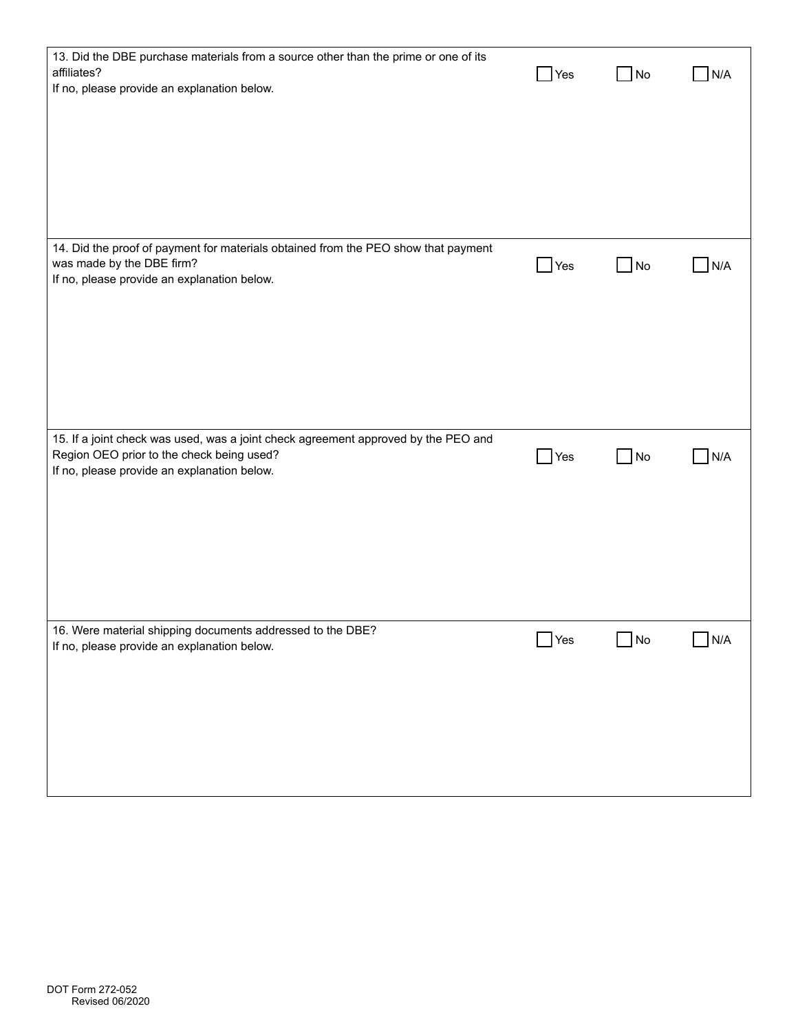13. Did the DBE purchase materials from a source other than the prime or one of its affiliates?
If no, please provide an explanation below.

☐ Yes ☐ No ☐ N/A

14. Did the proof of payment for materials obtained from the PEO show that payment was made by the DBE firm?
If no, please provide an explanation below.

☐ Yes ☐ No ☐ N/A

15. If a joint check was used, was a joint check agreement approved by the PEO and Region OEO prior to the check being used?
If no, please provide an explanation below.

☐ Yes ☐ No ☐ N/A

16. Were material shipping documents addressed to the DBE?
If no, please provide an explanation below.

☐ Yes ☐ No ☐ N/A

DOT Form 272-052
Revised 06/2020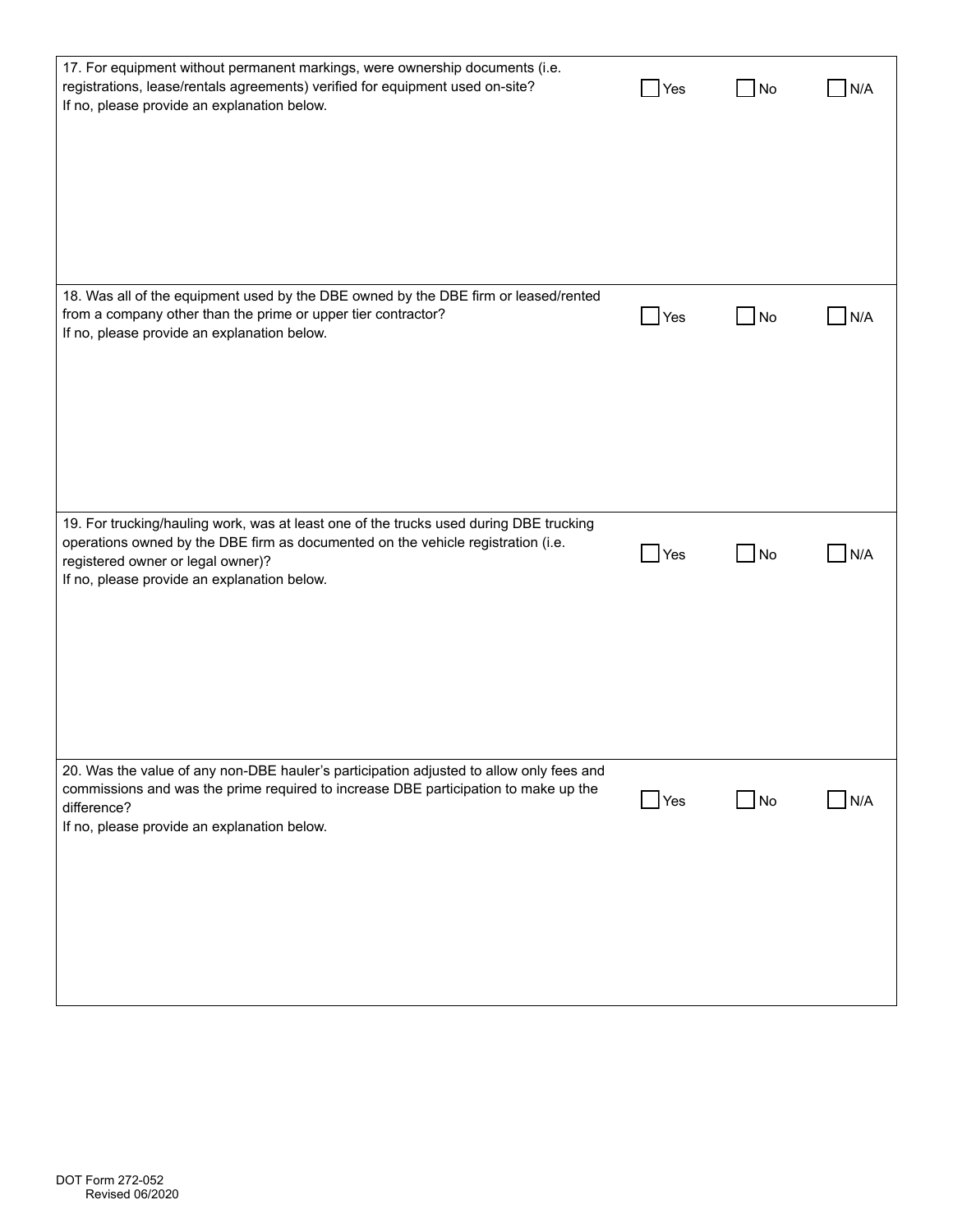17. For equipment without permanent markings, were ownership documents (i.e. registrations, lease/rentals agreements) verified for equipment used on-site?
If no, please provide an explanation below.

☐ Yes ☐ No ☐ N/A

18. Was all of the equipment used by the DBE owned by the DBE firm or leased/rented from a company other than the prime or upper tier contractor?
If no, please provide an explanation below.

☐ Yes ☐ No ☐ N/A

19. For trucking/hauling work, was at least one of the trucks used during DBE trucking operations owned by the DBE firm as documented on the vehicle registration (i.e. registered owner or legal owner)?
If no, please provide an explanation below.

☐ Yes ☐ No ☐ N/A

20. Was the value of any non-DBE hauler's participation adjusted to allow only fees and commissions and was the prime required to increase DBE participation to make up the difference?
If no, please provide an explanation below.

☐ Yes ☐ No ☐ N/A

DOT Form 272-052
Revised 06/2020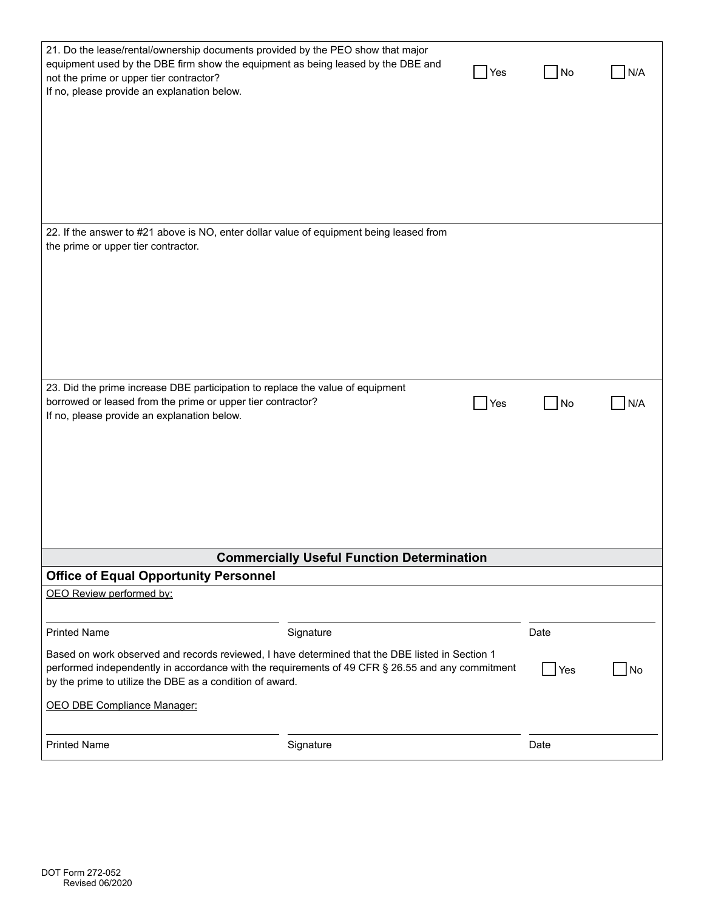21. Do the lease/rental/ownership documents provided by the PEO show that major equipment used by the DBE firm show the equipment as being leased by the DBE and not the prime or upper tier contractor?
If no, please provide an explanation below.

☐ Yes ☐ No ☐ N/A

22. If the answer to #21 above is NO, enter dollar value of equipment being leased from the prime or upper tier contractor.

23. Did the prime increase DBE participation to replace the value of equipment borrowed or leased from the prime or upper tier contractor?
If no, please provide an explanation below.

☐ Yes ☐ No ☐ N/A

## Commercially Useful Function Determination

### Office of Equal Opportunity Personnel

OEO Review performed by:

| Printed Name | Signature | Date |
|---|---|---|

Based on work observed and records reviewed, I have determined that the DBE listed in Section 1 performed independently in accordance with the requirements of 49 CFR § 26.55 and any commitment by the prime to utilize the DBE as a condition of award.

☐ Yes ☐ No

OEO DBE Compliance Manager:

| Printed Name | Signature | Date |
|---|---|---|

DOT Form 272-052
Revised 06/2020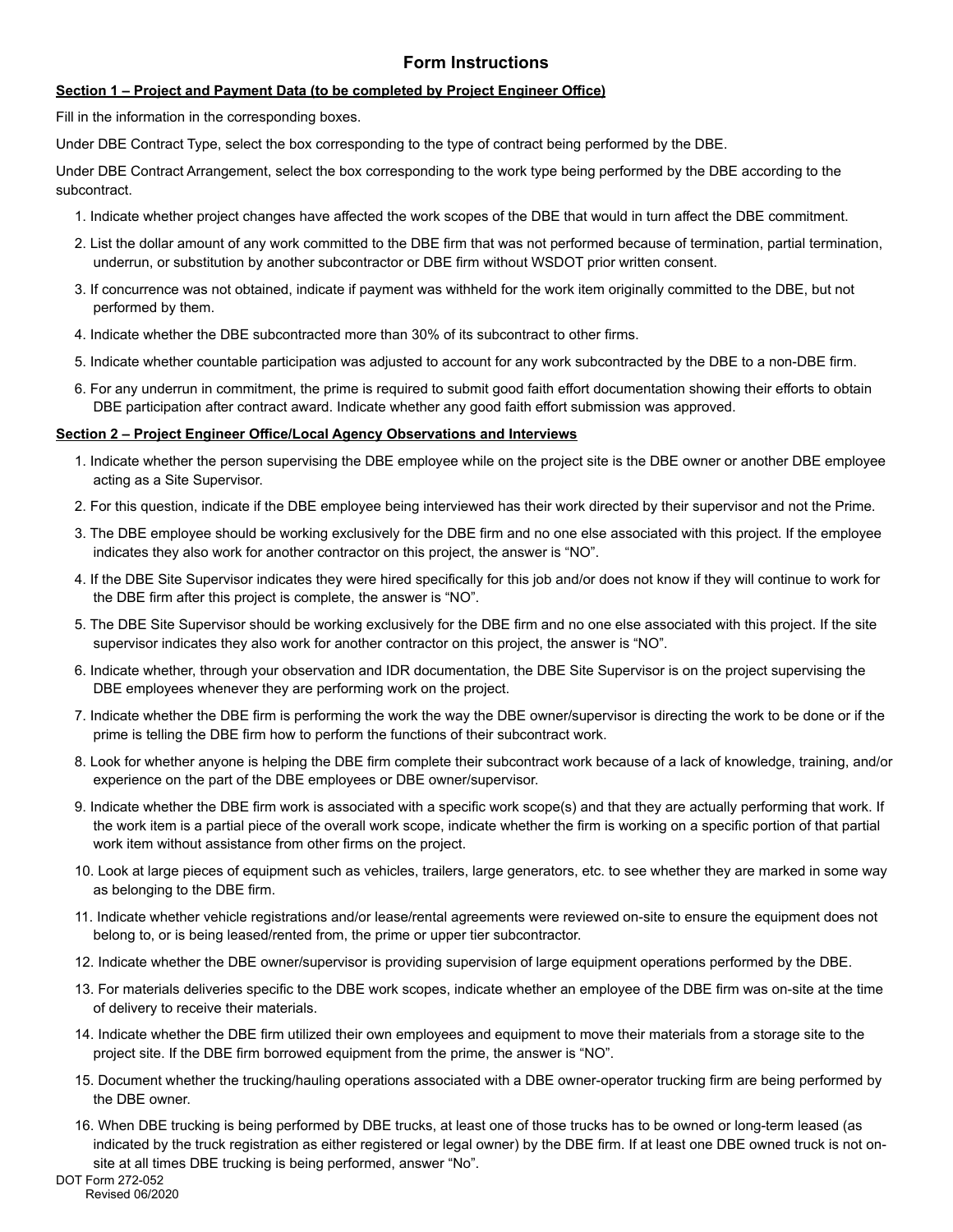# Form Instructions

**Section 1 – Project and Payment Data (to be completed by Project Engineer Office)**

Fill in the information in the corresponding boxes.

Under DBE Contract Type, select the box corresponding to the type of contract being performed by the DBE.

Under DBE Contract Arrangement, select the box corresponding to the work type being performed by the DBE according to the subcontract.

1. Indicate whether project changes have affected the work scopes of the DBE that would in turn affect the DBE commitment.
2. List the dollar amount of any work committed to the DBE firm that was not performed because of termination, partial termination, underrun, or substitution by another subcontractor or DBE firm without WSDOT prior written consent.
3. If concurrence was not obtained, indicate if payment was withheld for the work item originally committed to the DBE, but not performed by them.
4. Indicate whether the DBE subcontracted more than 30% of its subcontract to other firms.
5. Indicate whether countable participation was adjusted to account for any work subcontracted by the DBE to a non-DBE firm.
6. For any underrun in commitment, the prime is required to submit good faith effort documentation showing their efforts to obtain DBE participation after contract award. Indicate whether any good faith effort submission was approved.

**Section 2 – Project Engineer Office/Local Agency Observations and Interviews**

1. Indicate whether the person supervising the DBE employee while on the project site is the DBE owner or another DBE employee acting as a Site Supervisor.
2. For this question, indicate if the DBE employee being interviewed has their work directed by their supervisor and not the Prime.
3. The DBE employee should be working exclusively for the DBE firm and no one else associated with this project. If the employee indicates they also work for another contractor on this project, the answer is "NO".
4. If the DBE Site Supervisor indicates they were hired specifically for this job and/or does not know if they will continue to work for the DBE firm after this project is complete, the answer is "NO".
5. The DBE Site Supervisor should be working exclusively for the DBE firm and no one else associated with this project. If the site supervisor indicates they also work for another contractor on this project, the answer is "NO".
6. Indicate whether, through your observation and IDR documentation, the DBE Site Supervisor is on the project supervising the DBE employees whenever they are performing work on the project.
7. Indicate whether the DBE firm is performing the work the way the DBE owner/supervisor is directing the work to be done or if the prime is telling the DBE firm how to perform the functions of their subcontract work.
8. Look for whether anyone is helping the DBE firm complete their subcontract work because of a lack of knowledge, training, and/or experience on the part of the DBE employees or DBE owner/supervisor.
9. Indicate whether the DBE firm work is associated with a specific work scope(s) and that they are actually performing that work. If the work item is a partial piece of the overall work scope, indicate whether the firm is working on a specific portion of that partial work item without assistance from other firms on the project.
10. Look at large pieces of equipment such as vehicles, trailers, large generators, etc. to see whether they are marked in some way as belonging to the DBE firm.
11. Indicate whether vehicle registrations and/or lease/rental agreements were reviewed on-site to ensure the equipment does not belong to, or is being leased/rented from, the prime or upper tier subcontractor.
12. Indicate whether the DBE owner/supervisor is providing supervision of large equipment operations performed by the DBE.
13. For materials deliveries specific to the DBE work scopes, indicate whether an employee of the DBE firm was on-site at the time of delivery to receive their materials.
14. Indicate whether the DBE firm utilized their own employees and equipment to move their materials from a storage site to the project site. If the DBE firm borrowed equipment from the prime, the answer is "NO".
15. Document whether the trucking/hauling operations associated with a DBE owner-operator trucking firm are being performed by the DBE owner.
16. When DBE trucking is being performed by DBE trucks, at least one of those trucks has to be owned or long-term leased (as indicated by the truck registration as either registered or legal owner) by the DBE firm. If at least one DBE owned truck is not on-site at all times DBE trucking is being performed, answer "No".

DOT Form 272-052
Revised 06/2020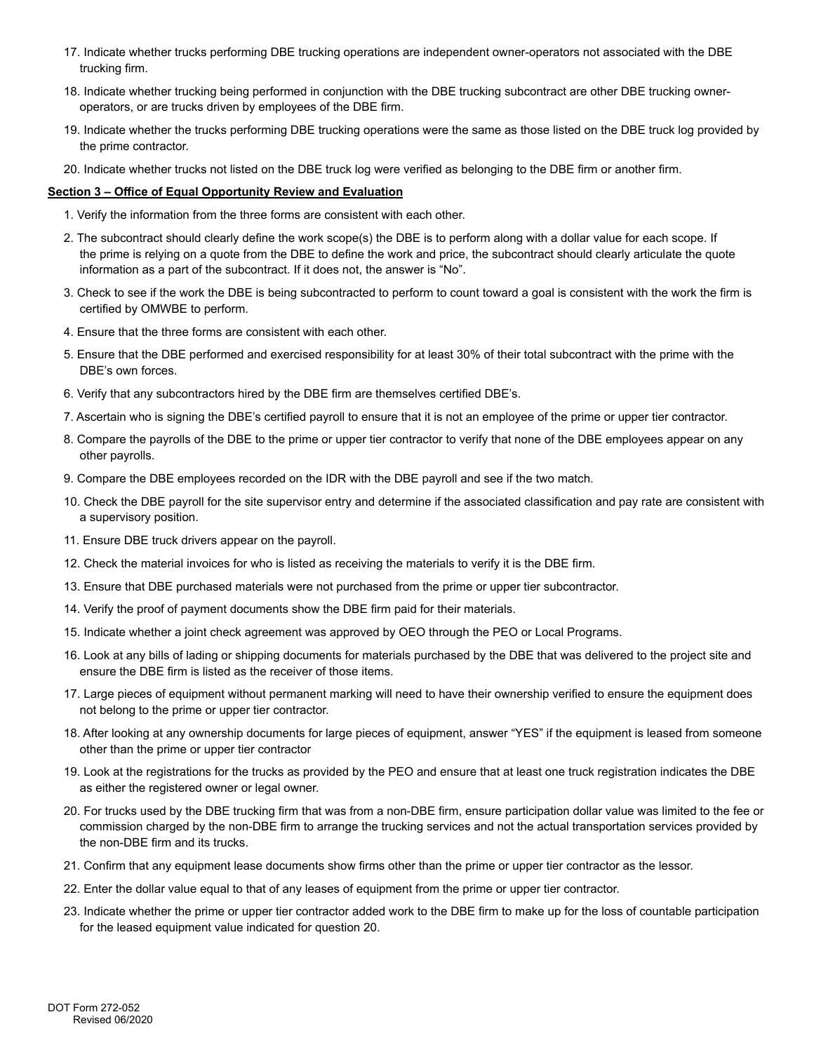17. Indicate whether trucks performing DBE trucking operations are independent owner-operators not associated with the DBE trucking firm.
18. Indicate whether trucking being performed in conjunction with the DBE trucking subcontract are other DBE trucking owner-operators, or are trucks driven by employees of the DBE firm.
19. Indicate whether the trucks performing DBE trucking operations were the same as those listed on the DBE truck log provided by the prime contractor.
20. Indicate whether trucks not listed on the DBE truck log were verified as belonging to the DBE firm or another firm.

**Section 3 – Office of Equal Opportunity Review and Evaluation**

1. Verify the information from the three forms are consistent with each other.
2. The subcontract should clearly define the work scope(s) the DBE is to perform along with a dollar value for each scope. If the prime is relying on a quote from the DBE to define the work and price, the subcontract should clearly articulate the quote information as a part of the subcontract. If it does not, the answer is "No".
3. Check to see if the work the DBE is being subcontracted to perform to count toward a goal is consistent with the work the firm is certified by OMWBE to perform.
4. Ensure that the three forms are consistent with each other.
5. Ensure that the DBE performed and exercised responsibility for at least 30% of their total subcontract with the prime with the DBE's own forces.
6. Verify that any subcontractors hired by the DBE firm are themselves certified DBE's.
7. Ascertain who is signing the DBE's certified payroll to ensure that it is not an employee of the prime or upper tier contractor.
8. Compare the payrolls of the DBE to the prime or upper tier contractor to verify that none of the DBE employees appear on any other payrolls.
9. Compare the DBE employees recorded on the IDR with the DBE payroll and see if the two match.
10. Check the DBE payroll for the site supervisor entry and determine if the associated classification and pay rate are consistent with a supervisory position.
11. Ensure DBE truck drivers appear on the payroll.
12. Check the material invoices for who is listed as receiving the materials to verify it is the DBE firm.
13. Ensure that DBE purchased materials were not purchased from the prime or upper tier subcontractor.
14. Verify the proof of payment documents show the DBE firm paid for their materials.
15. Indicate whether a joint check agreement was approved by OEO through the PEO or Local Programs.
16. Look at any bills of lading or shipping documents for materials purchased by the DBE that was delivered to the project site and ensure the DBE firm is listed as the receiver of those items.
17. Large pieces of equipment without permanent marking will need to have their ownership verified to ensure the equipment does not belong to the prime or upper tier contractor.
18. After looking at any ownership documents for large pieces of equipment, answer "YES" if the equipment is leased from someone other than the prime or upper tier contractor
19. Look at the registrations for the trucks as provided by the PEO and ensure that at least one truck registration indicates the DBE as either the registered owner or legal owner.
20. For trucks used by the DBE trucking firm that was from a non-DBE firm, ensure participation dollar value was limited to the fee or commission charged by the non-DBE firm to arrange the trucking services and not the actual transportation services provided by the non-DBE firm and its trucks.
21. Confirm that any equipment lease documents show firms other than the prime or upper tier contractor as the lessor.
22. Enter the dollar value equal to that of any leases of equipment from the prime or upper tier contractor.
23. Indicate whether the prime or upper tier contractor added work to the DBE firm to make up for the loss of countable participation for the leased equipment value indicated for question 20.

DOT Form 272-052
Revised 06/2020